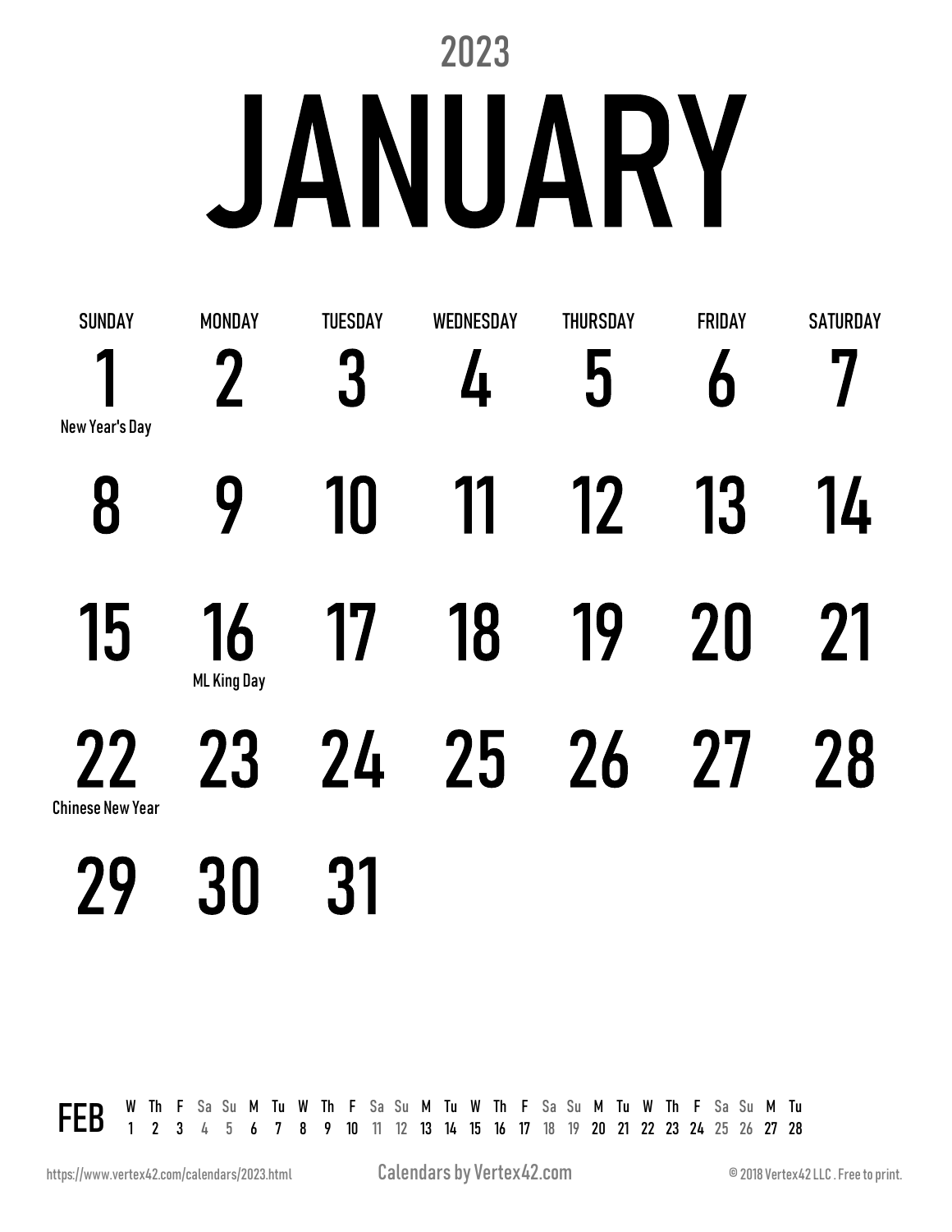2023

# JANUARY

| SUNDAY | MONDAY | TUESDAY | WEDNESDAY | THURSDAY | FRIDAY | SATURDAY |
|---|---|---|---|---|---|---|
| 1 New Year's Day | 2 | 3 | 4 | 5 | 6 | 7 |
| 8 | 9 | 10 | 11 | 12 | 13 | 14 |
| 15 | 16 ML King Day | 17 | 18 | 19 | 20 | 21 |
| 22 Chinese New Year | 23 | 24 | 25 | 26 | 27 | 28 |
| 29 | 30 | 31 | | | | |

| FEB | W | Th | F | Sa | Su | M | Tu | W | Th | F | Sa | Su | M | Tu | W | Th | F | Sa | Su | M | Tu | W | Th | F | Sa | Su | M | Tu |
|---|---|---|---|---|---|---|---|---|---|---|---|---|---|---|---|---|---|---|---|---|---|---|---|---|---|---|---|---|
| | 1 | 2 | 3 | 4 | 5 | 6 | 7 | 8 | 9 | 10 | 11 | 12 | 13 | 14 | 15 | 16 | 17 | 18 | 19 | 20 | 21 | 22 | 23 | 24 | 25 | 26 | 27 | 28 |

https://www.vertex42.com/calendars/2023.html

Calendars by Vertex42.com

© 2018 Vertex42 LLC . Free to print.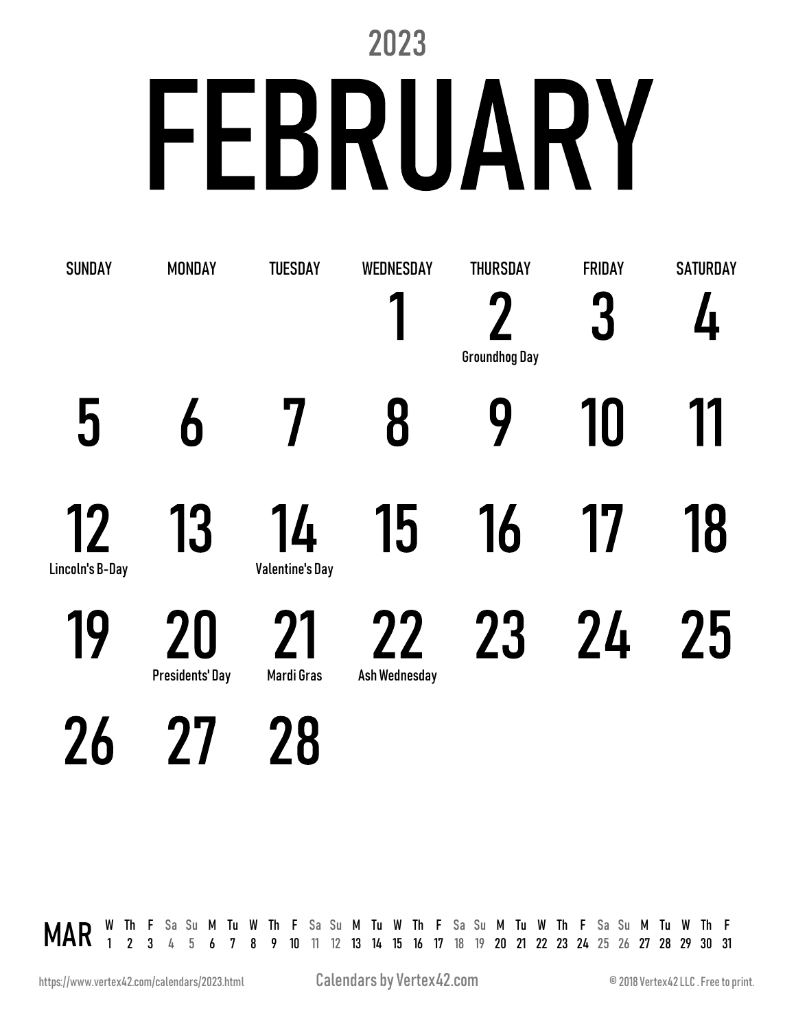2023

# FEBRUARY

| SUNDAY | MONDAY | TUESDAY | WEDNESDAY | THURSDAY | FRIDAY | SATURDAY |
|---|---|---|---|---|---|---|
| | | | 1 | 2 Groundhog Day | 3 | 4 |
| 5 | 6 | 7 | 8 | 9 | 10 | 11 |
| 12 Lincoln's B-Day | 13 | 14 Valentine's Day | 15 | 16 | 17 | 18 |
| 19 | 20 Presidents' Day | 21 Mardi Gras | 22 Ash Wednesday | 23 | 24 | 25 |
| 26 | 27 | 28 | | | | |

| MAR | W | Th | F | Sa | Su | M | Tu | W | Th | F | Sa | Su | M | Tu | W | Th | F | Sa | Su | M | Tu | W | Th | F | Sa | Su | M | Tu | W | Th | F |
|---|---|---|---|---|---|---|---|---|---|---|---|---|---|---|---|---|---|---|---|---|---|---|---|---|---|---|---|---|---|---|---|
| | 1 | 2 | 3 | 4 | 5 | 6 | 7 | 8 | 9 | 10 | 11 | 12 | 13 | 14 | 15 | 16 | 17 | 18 | 19 | 20 | 21 | 22 | 23 | 24 | 25 | 26 | 27 | 28 | 29 | 30 | 31 |

https://www.vertex42.com/calendars/2023.html

Calendars by Vertex42.com

© 2018 Vertex42 LLC . Free to print.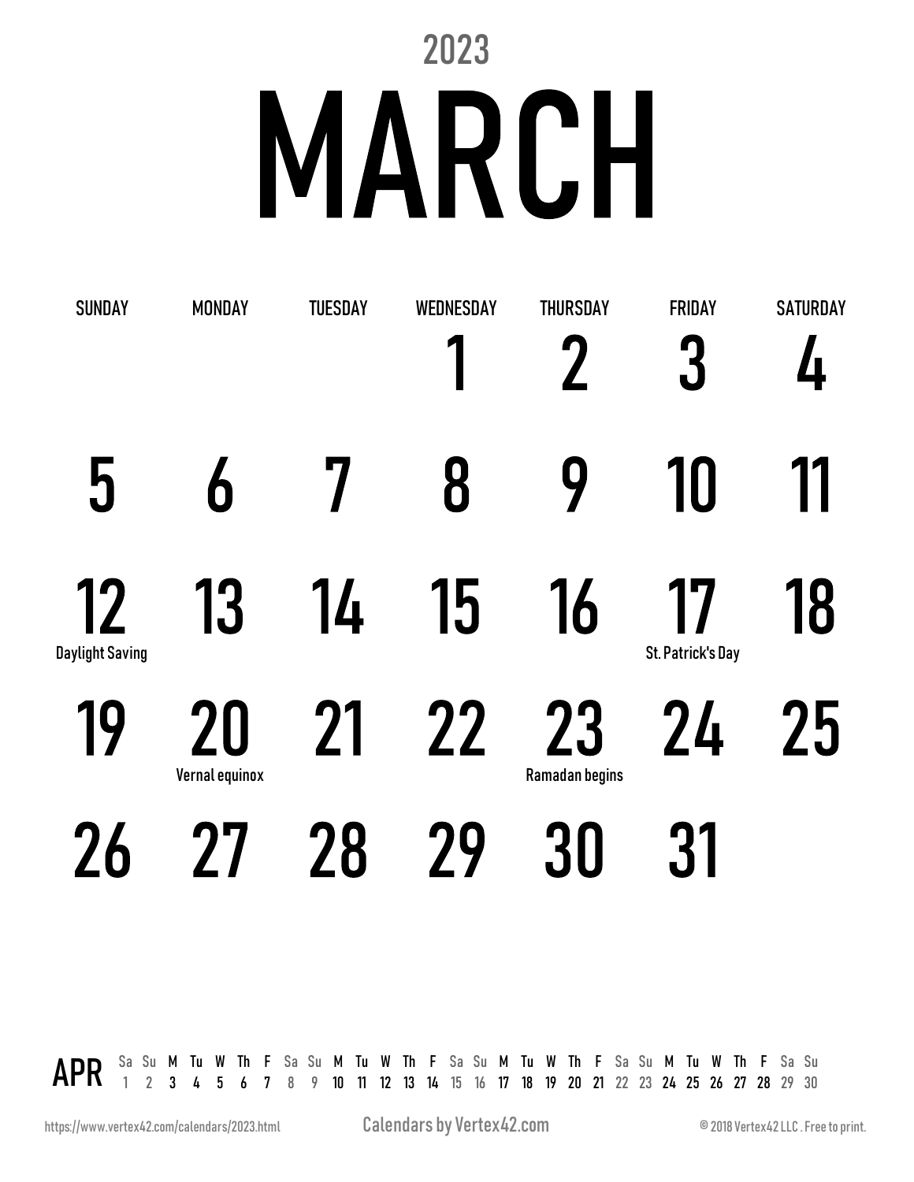2023

# MARCH

| SUNDAY | MONDAY | TUESDAY | WEDNESDAY | THURSDAY | FRIDAY | SATURDAY |
|---|---|---|---|---|---|---|
| | | | 1 | 2 | 3 | 4 |
| 5 | 6 | 7 | 8 | 9 | 10 | 11 |
| 12 Daylight Saving | 13 | 14 | 15 | 16 | 17 St. Patrick's Day | 18 |
| 19 | 20 Vernal equinox | 21 | 22 | 23 Ramadan begins | 24 | 25 |
| 26 | 27 | 28 | 29 | 30 | 31 | |

**APR**

| Sa | Su | M | Tu | W | Th | F | Sa | Su | M | Tu | W | Th | F | Sa | Su | M | Tu | W | Th | F | Sa | Su | M | Tu | W | Th | F | Sa | Su |
|---|---|---|---|---|---|---|---|---|---|---|---|---|---|---|---|---|---|---|---|---|---|---|---|---|---|---|---|---|---|
| 1 | 2 | 3 | 4 | 5 | 6 | 7 | 8 | 9 | 10 | 11 | 12 | 13 | 14 | 15 | 16 | 17 | 18 | 19 | 20 | 21 | 22 | 23 | 24 | 25 | 26 | 27 | 28 | 29 | 30 |

https://www.vertex42.com/calendars/2023.html

Calendars by Vertex42.com

© 2018 Vertex42 LLC . Free to print.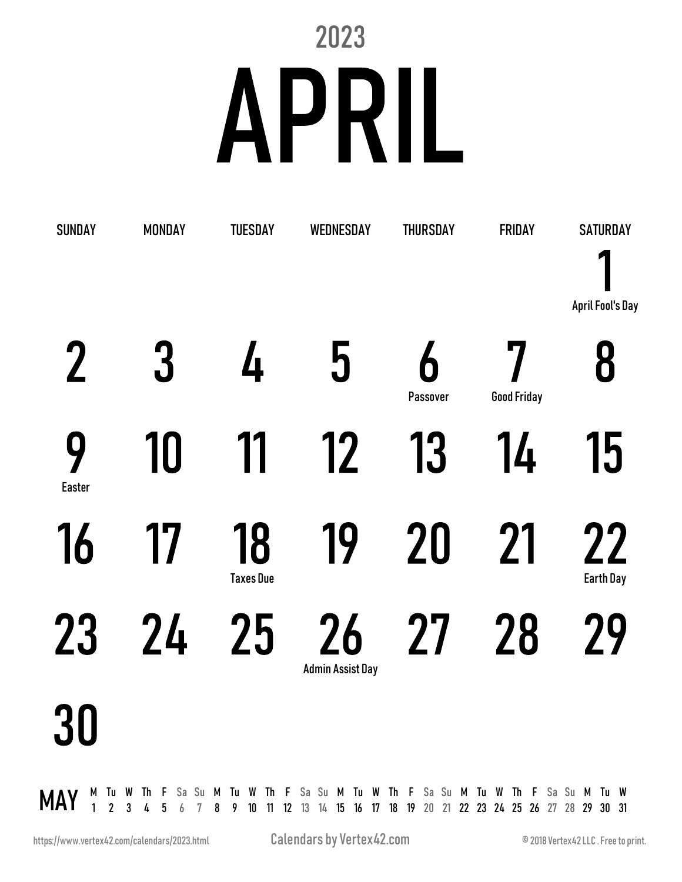2023

# APRIL

| SUNDAY | MONDAY | TUESDAY | WEDNESDAY | THURSDAY | FRIDAY | SATURDAY |
|---|---|---|---|---|---|---|
| | | | | | | 1 April Fool's Day |
| 2 | 3 | 4 | 5 | 6 Passover | 7 Good Friday | 8 |
| 9 Easter | 10 | 11 | 12 | 13 | 14 | 15 |
| 16 | 17 | 18 Taxes Due | 19 | 20 | 21 | 22 Earth Day |
| 23 | 24 | 25 | 26 Admin Assist Day | 27 | 28 | 29 |
| 30 | | | | | | |

MAY

| M | Tu | W | Th | F | Sa | Su | M | Tu | W | Th | F | Sa | Su | M | Tu | W | Th | F | Sa | Su | M | Tu | W | Th | F | Sa | Su | M | Tu | W |
|---|---|---|---|---|---|---|---|---|---|---|---|---|---|---|---|---|---|---|---|---|---|---|---|---|---|---|---|---|---|---|
| 1 | 2 | 3 | 4 | 5 | 6 | 7 | 8 | 9 | 10 | 11 | 12 | 13 | 14 | 15 | 16 | 17 | 18 | 19 | 20 | 21 | 22 | 23 | 24 | 25 | 26 | 27 | 28 | 29 | 30 | 31 |

https://www.vertex42.com/calendars/2023.html

Calendars by Vertex42.com

© 2018 Vertex42 LLC . Free to print.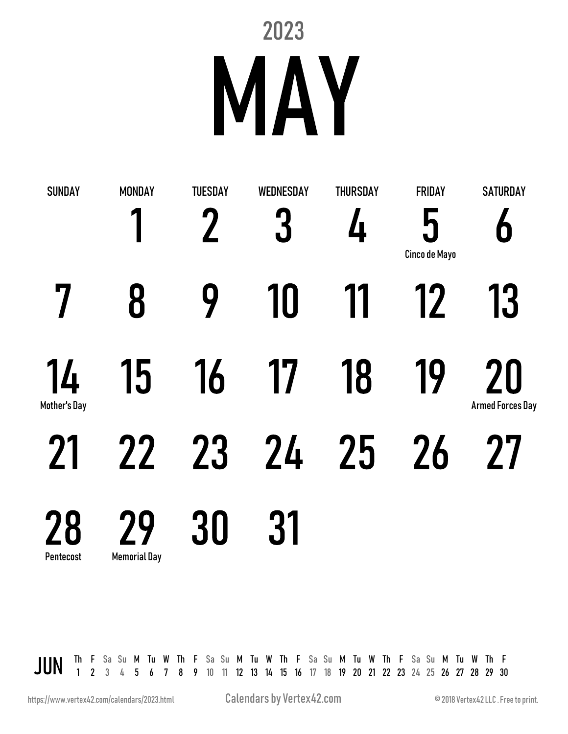2023

# MAY

| SUNDAY | MONDAY | TUESDAY | WEDNESDAY | THURSDAY | FRIDAY | SATURDAY |
|---|---|---|---|---|---|---|
| | 1 | 2 | 3 | 4 | 5 Cinco de Mayo | 6 |
| 7 | 8 | 9 | 10 | 11 | 12 | 13 |
| 14 Mother's Day | 15 | 16 | 17 | 18 | 19 | 20 Armed Forces Day |
| 21 | 22 | 23 | 24 | 25 | 26 | 27 |
| 28 Pentecost | 29 Memorial Day | 30 | 31 | | | |

| JUN | Th | F | Sa | Su | M | Tu | W | Th | F | Sa | Su | M | Tu | W | Th | F | Sa | Su | M | Tu | W | Th | F | Sa | Su | M | Tu | W | Th | F |
|---|---|---|---|---|---|---|---|---|---|---|---|---|---|---|---|---|---|---|---|---|---|---|---|---|---|---|---|---|---|---|
| | 1 | 2 | 3 | 4 | 5 | 6 | 7 | 8 | 9 | 10 | 11 | 12 | 13 | 14 | 15 | 16 | 17 | 18 | 19 | 20 | 21 | 22 | 23 | 24 | 25 | 26 | 27 | 28 | 29 | 30 |

https://www.vertex42.com/calendars/2023.html

Calendars by Vertex42.com

© 2018 Vertex42 LLC . Free to print.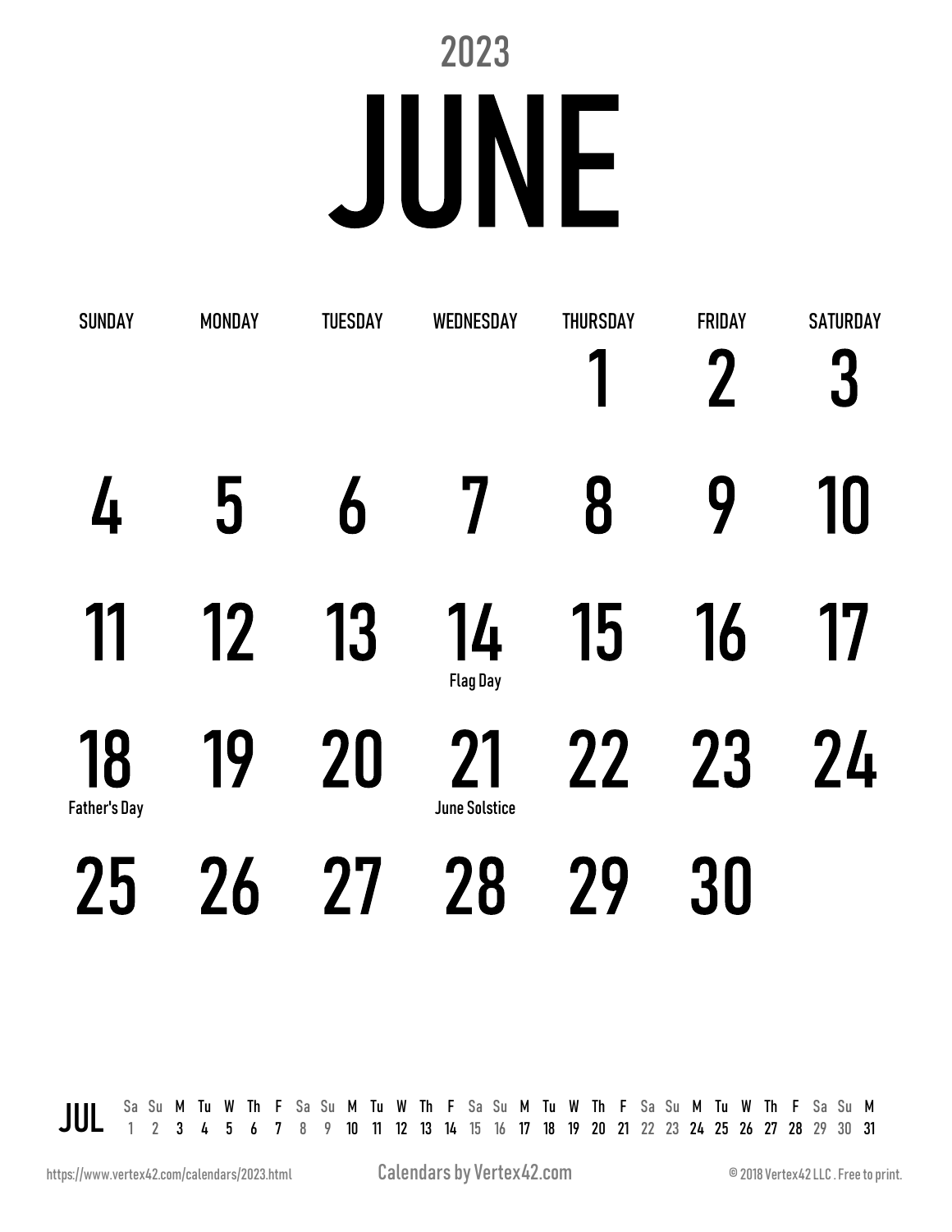2023

# JUNE

| SUNDAY | MONDAY | TUESDAY | WEDNESDAY | THURSDAY | FRIDAY | SATURDAY |
|---|---|---|---|---|---|---|
| | | | | 1 | 2 | 3 |
| 4 | 5 | 6 | 7 | 8 | 9 | 10 |
| 11 | 12 | 13 | 14 Flag Day | 15 | 16 | 17 |
| 18 Father's Day | 19 | 20 | 21 June Solstice | 22 | 23 | 24 |
| 25 | 26 | 27 | 28 | 29 | 30 | |

JUL

| Sa | Su | M | Tu | W | Th | F | Sa | Su | M | Tu | W | Th | F | Sa | Su | M | Tu | W | Th | F | Sa | Su | M | Tu | W | Th | F | Sa | Su | M |
|---|---|---|---|---|---|---|---|---|---|---|---|---|---|---|---|---|---|---|---|---|---|---|---|---|---|---|---|---|---|---|
| 1 | 2 | 3 | 4 | 5 | 6 | 7 | 8 | 9 | 10 | 11 | 12 | 13 | 14 | 15 | 16 | 17 | 18 | 19 | 20 | 21 | 22 | 23 | 24 | 25 | 26 | 27 | 28 | 29 | 30 | 31 |

https://www.vertex42.com/calendars/2023.html

Calendars by Vertex42.com

© 2018 Vertex42 LLC . Free to print.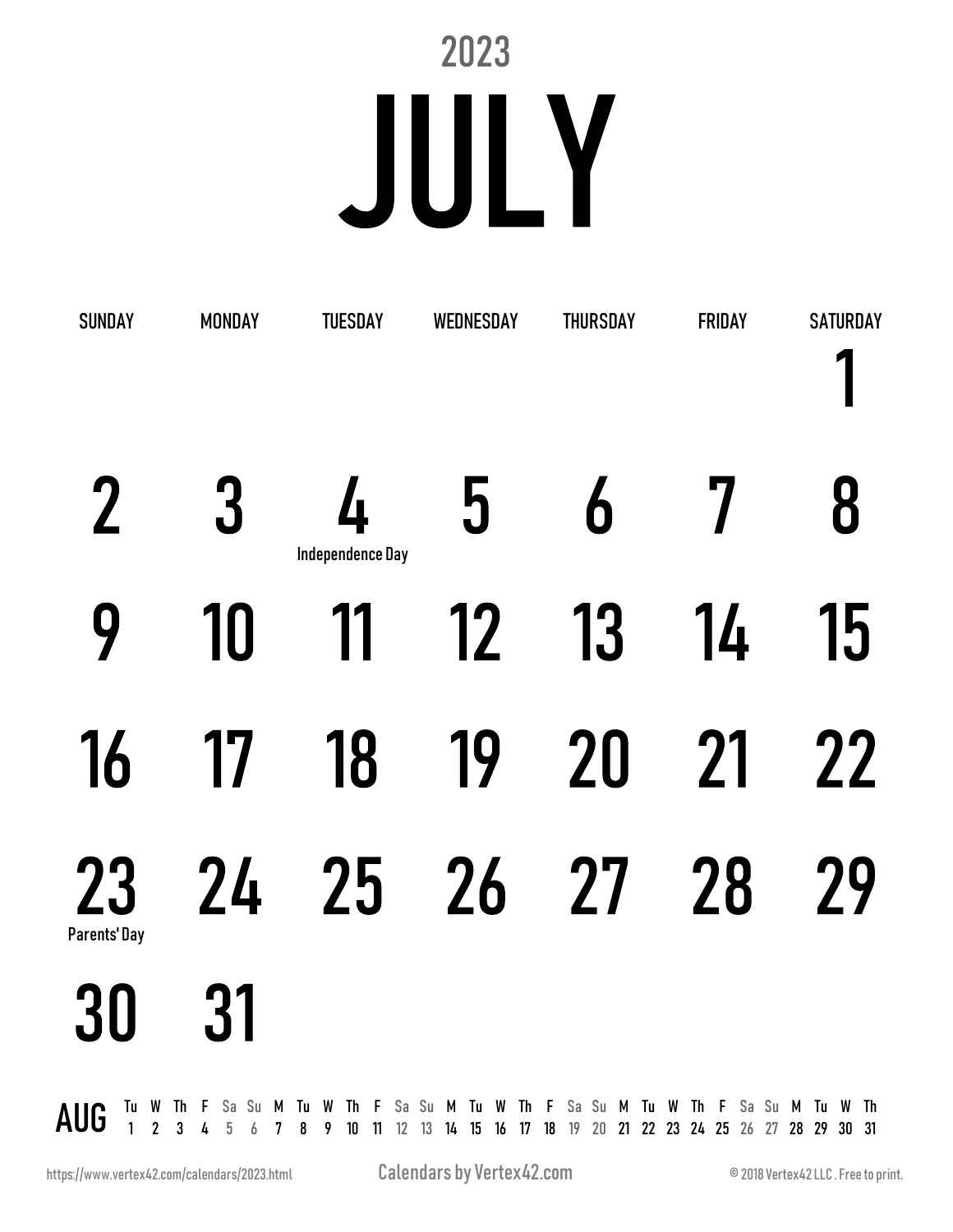2023

# JULY

| SUNDAY | MONDAY | TUESDAY | WEDNESDAY | THURSDAY | FRIDAY | SATURDAY |
|---|---|---|---|---|---|---|
| | | | | | | 1 |
| 2 | 3 | 4 Independence Day | 5 | 6 | 7 | 8 |
| 9 | 10 | 11 | 12 | 13 | 14 | 15 |
| 16 | 17 | 18 | 19 | 20 | 21 | 22 |
| 23 Parents' Day | 24 | 25 | 26 | 27 | 28 | 29 |
| 30 | 31 | | | | | |

| AUG | Tu | W | Th | F | Sa | Su | M | Tu | W | Th | F | Sa | Su | M | Tu | W | Th | F | Sa | Su | M | Tu | W | Th | F | Sa | Su | M | Tu | W | Th |
|---|---|---|---|---|---|---|---|---|---|---|---|---|---|---|---|---|---|---|---|---|---|---|---|---|---|---|---|---|---|---|---|
| | 1 | 2 | 3 | 4 | 5 | 6 | 7 | 8 | 9 | 10 | 11 | 12 | 13 | 14 | 15 | 16 | 17 | 18 | 19 | 20 | 21 | 22 | 23 | 24 | 25 | 26 | 27 | 28 | 29 | 30 | 31 |

https://www.vertex42.com/calendars/2023.html

Calendars by Vertex42.com

© 2018 Vertex42 LLC . Free to print.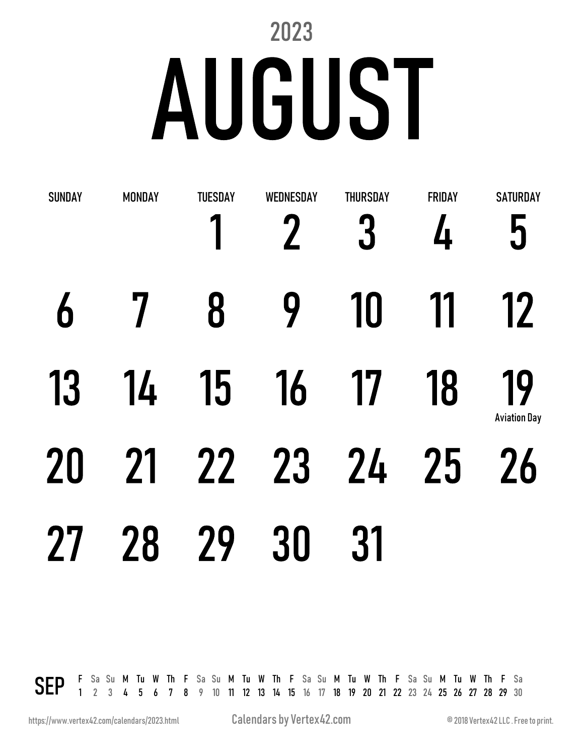2023

# AUGUST

| SUNDAY | MONDAY | TUESDAY | WEDNESDAY | THURSDAY | FRIDAY | SATURDAY |
|---|---|---|---|---|---|---|
| | | 1 | 2 | 3 | 4 | 5 |
| 6 | 7 | 8 | 9 | 10 | 11 | 12 |
| 13 | 14 | 15 | 16 | 17 | 18 | 19 Aviation Day |
| 20 | 21 | 22 | 23 | 24 | 25 | 26 |
| 27 | 28 | 29 | 30 | 31 | | |

**SEP**

| F | Sa | Su | M | Tu | W | Th | F | Sa | Su | M | Tu | W | Th | F | Sa | Su | M | Tu | W | Th | F | Sa | Su | M | Tu | W | Th | F | Sa |
|---|---|---|---|---|---|---|---|---|---|---|---|---|---|---|---|---|---|---|---|---|---|---|---|---|---|---|---|---|---|
| 1 | 2 | 3 | 4 | 5 | 6 | 7 | 8 | 9 | 10 | 11 | 12 | 13 | 14 | 15 | 16 | 17 | 18 | 19 | 20 | 21 | 22 | 23 | 24 | 25 | 26 | 27 | 28 | 29 | 30 |

https://www.vertex42.com/calendars/2023.html

Calendars by Vertex42.com

© 2018 Vertex42 LLC . Free to print.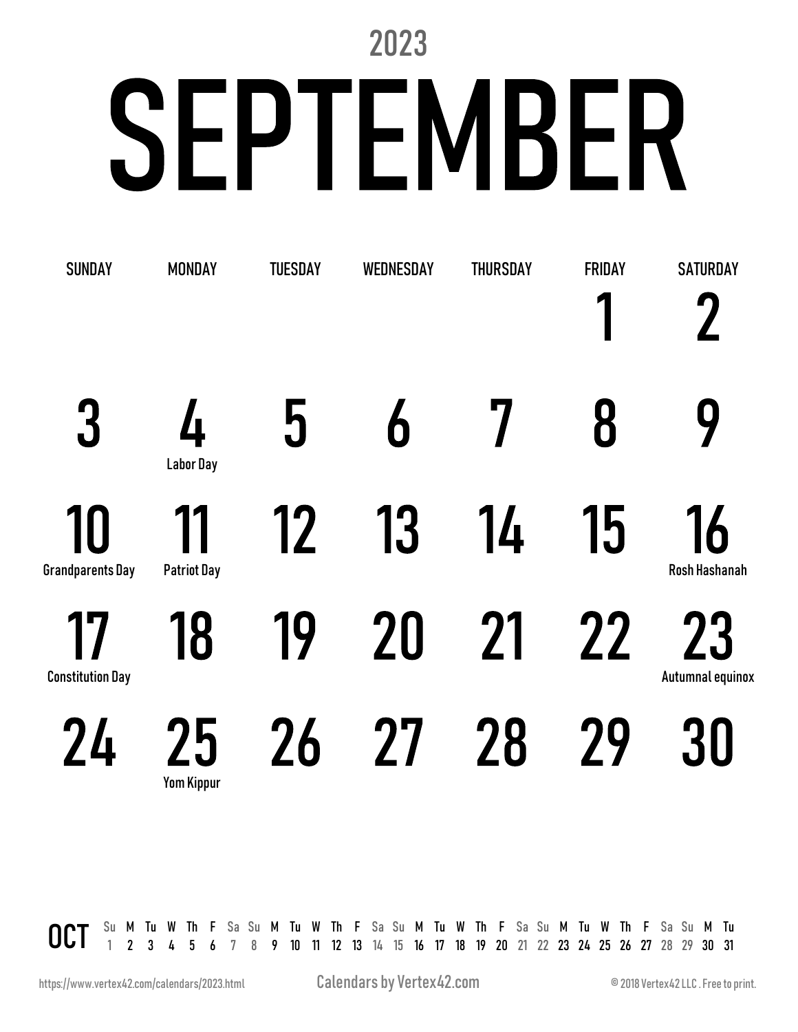2023

# SEPTEMBER

| SUNDAY | MONDAY | TUESDAY | WEDNESDAY | THURSDAY | FRIDAY | SATURDAY |
|---|---|---|---|---|---|---|
| | | | | | 1 | 2 |
| 3 | 4 Labor Day | 5 | 6 | 7 | 8 | 9 |
| 10 Grandparents Day | 11 Patriot Day | 12 | 13 | 14 | 15 | 16 Rosh Hashanah |
| 17 Constitution Day | 18 | 19 | 20 | 21 | 22 | 23 Autumnal equinox |
| 24 | 25 Yom Kippur | 26 | 27 | 28 | 29 | 30 |

| OCT | Su | M | Tu | W | Th | F | Sa | Su | M | Tu | W | Th | F | Sa | Su | M | Tu | W | Th | F | Sa | Su | M | Tu | W | Th | F | Sa | Su | M | Tu |
|---|---|---|---|---|---|---|---|---|---|---|---|---|---|---|---|---|---|---|---|---|---|---|---|---|---|---|---|---|---|---|---|
| | 1 | 2 | 3 | 4 | 5 | 6 | 7 | 8 | 9 | 10 | 11 | 12 | 13 | 14 | 15 | 16 | 17 | 18 | 19 | 20 | 21 | 22 | 23 | 24 | 25 | 26 | 27 | 28 | 29 | 30 | 31 |

https://www.vertex42.com/calendars/2023.html    Calendars by Vertex42.com    © 2018 Vertex42 LLC . Free to print.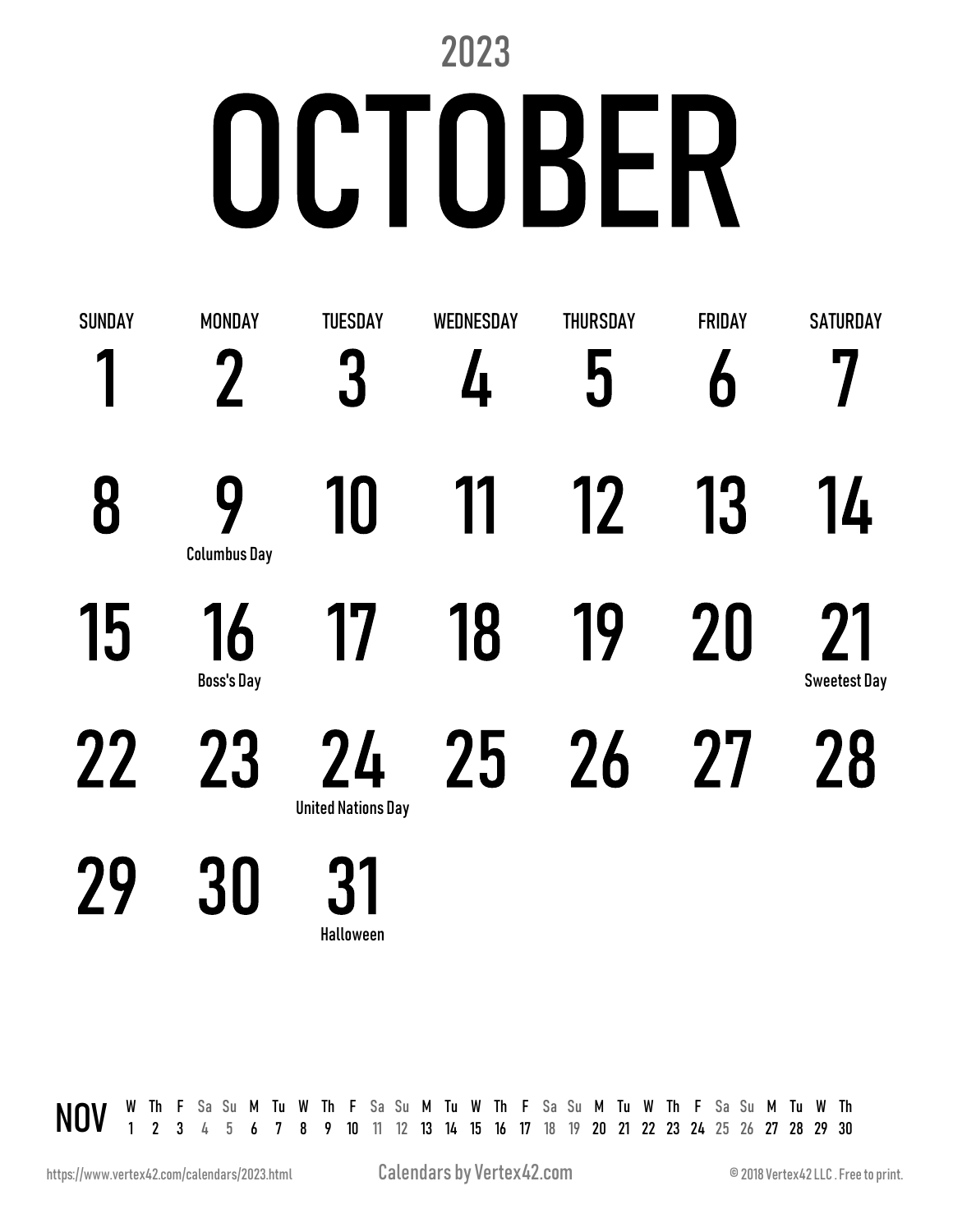2023

# OCTOBER

| SUNDAY | MONDAY | TUESDAY | WEDNESDAY | THURSDAY | FRIDAY | SATURDAY |
|---|---|---|---|---|---|---|
| 1 | 2 | 3 | 4 | 5 | 6 | 7 |
| 8 | 9<br>Columbus Day | 10 | 11 | 12 | 13 | 14 |
| 15 | 16<br>Boss's Day | 17 | 18 | 19 | 20 | 21<br>Sweetest Day |
| 22 | 23 | 24<br>United Nations Day | 25 | 26 | 27 | 28 |
| 29 | 30 | 31<br>Halloween | | | | |

| NOV | W | Th | F | Sa | Su | M | Tu | W | Th | F | Sa | Su | M | Tu | W | Th | F | Sa | Su | M | Tu | W | Th | F | Sa | Su | M | Tu | W | Th |
|---|---|---|---|---|---|---|---|---|---|---|---|---|---|---|---|---|---|---|---|---|---|---|---|---|---|---|---|---|---|---|
| | 1 | 2 | 3 | 4 | 5 | 6 | 7 | 8 | 9 | 10 | 11 | 12 | 13 | 14 | 15 | 16 | 17 | 18 | 19 | 20 | 21 | 22 | 23 | 24 | 25 | 26 | 27 | 28 | 29 | 30 |

https://www.vertex42.com/calendars/2023.html    Calendars by Vertex42.com    © 2018 Vertex42 LLC . Free to print.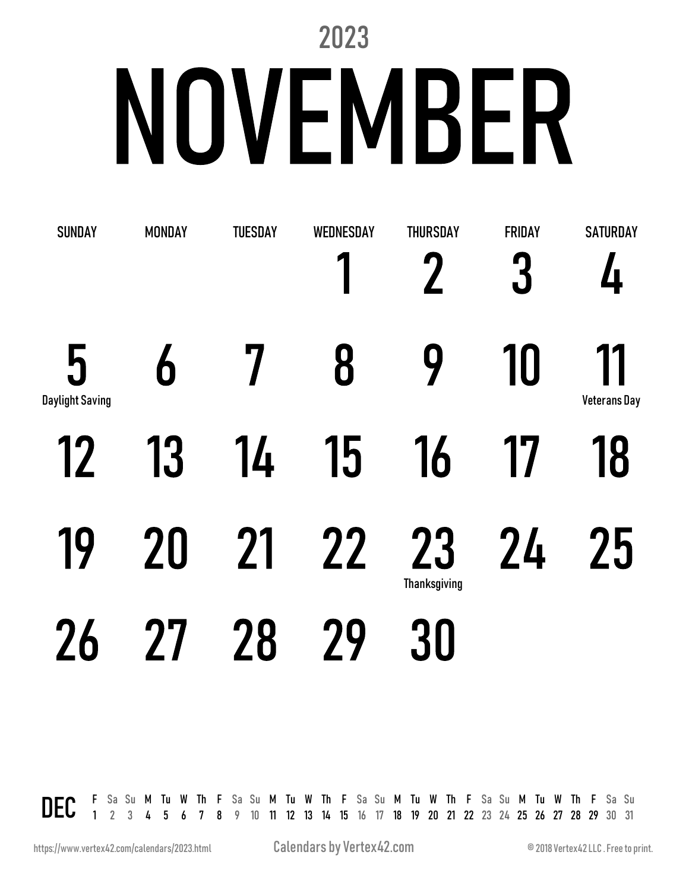2023

# NOVEMBER

| SUNDAY | MONDAY | TUESDAY | WEDNESDAY | THURSDAY | FRIDAY | SATURDAY |
|---|---|---|---|---|---|---|
| | | | 1 | 2 | 3 | 4 |
| 5 Daylight Saving | 6 | 7 | 8 | 9 | 10 | 11 Veterans Day |
| 12 | 13 | 14 | 15 | 16 | 17 | 18 |
| 19 | 20 | 21 | 22 | 23 Thanksgiving | 24 | 25 |
| 26 | 27 | 28 | 29 | 30 | | |

| DEC | F | Sa | Su | M | Tu | W | Th | F | Sa | Su | M | Tu | W | Th | F | Sa | Su | M | Tu | W | Th | F | Sa | Su | M | Tu | W | Th | F | Sa | Su |
|---|---|---|---|---|---|---|---|---|---|---|---|---|---|---|---|---|---|---|---|---|---|---|---|---|---|---|---|---|---|---|---|
| | 1 | 2 | 3 | 4 | 5 | 6 | 7 | 8 | 9 | 10 | 11 | 12 | 13 | 14 | 15 | 16 | 17 | 18 | 19 | 20 | 21 | 22 | 23 | 24 | 25 | 26 | 27 | 28 | 29 | 30 | 31 |

https://www.vertex42.com/calendars/2023.html

Calendars by Vertex42.com

© 2018 Vertex42 LLC . Free to print.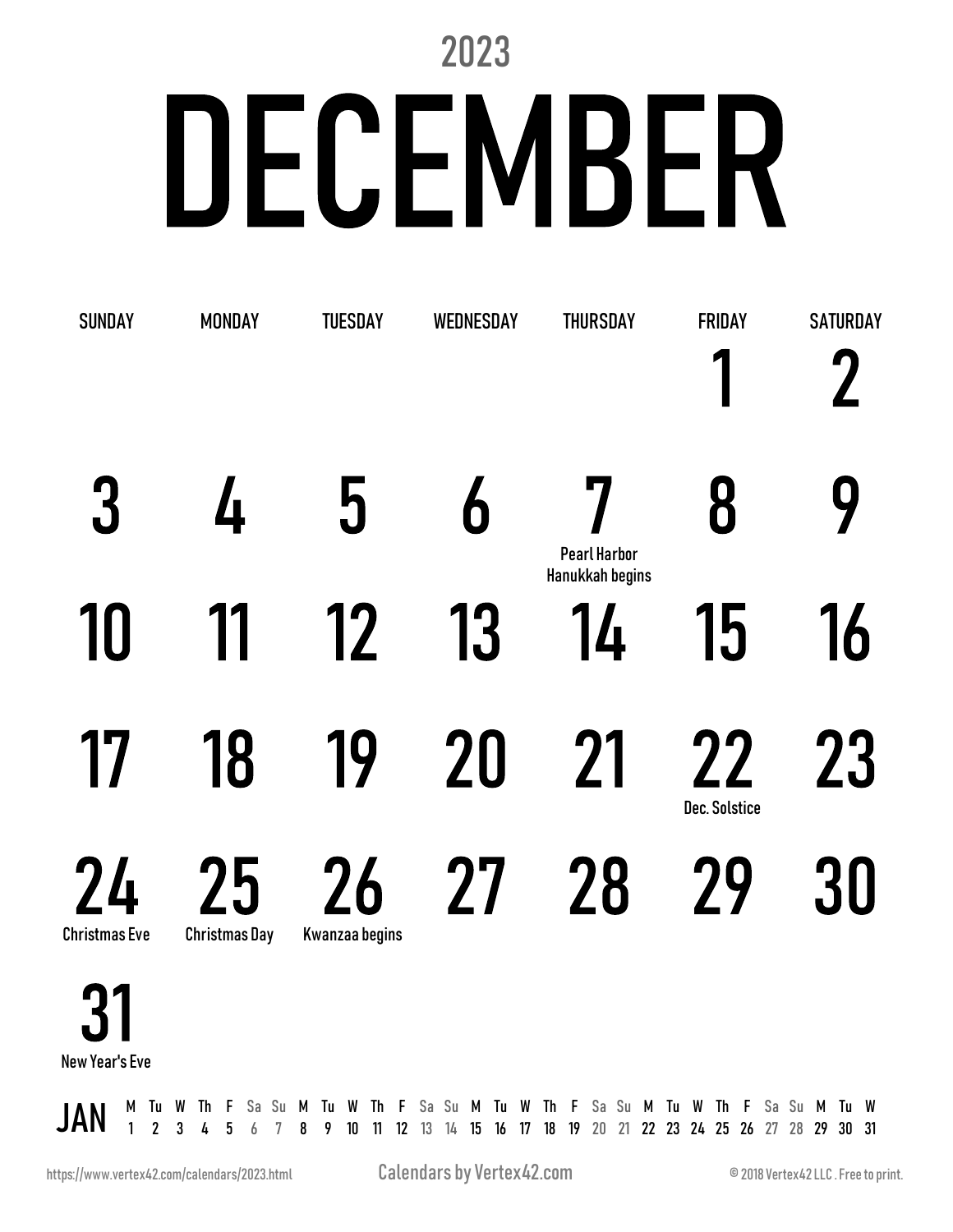2023

# DECEMBER

| SUNDAY | MONDAY | TUESDAY | WEDNESDAY | THURSDAY | FRIDAY | SATURDAY |
|---|---|---|---|---|---|---|
| | | | | | 1 | 2 |
| 3 | 4 | 5 | 6 | 7 Pearl Harbor Hanukkah begins | 8 | 9 |
| 10 | 11 | 12 | 13 | 14 | 15 | 16 |
| 17 | 18 | 19 | 20 | 21 | 22 Dec. Solstice | 23 |
| 24 Christmas Eve | 25 Christmas Day | 26 Kwanzaa begins | 27 | 28 | 29 | 30 |
| 31 New Year's Eve | | | | | | |

JAN

| M | Tu | W | Th | F | Sa | Su | M | Tu | W | Th | F | Sa | Su | M | Tu | W | Th | F | Sa | Su | M | Tu | W | Th | F | Sa | Su | M | Tu | W |
|---|---|---|---|---|---|---|---|---|---|---|---|---|---|---|---|---|---|---|---|---|---|---|---|---|---|---|---|---|---|---|
| 1 | 2 | 3 | 4 | 5 | 6 | 7 | 8 | 9 | 10 | 11 | 12 | 13 | 14 | 15 | 16 | 17 | 18 | 19 | 20 | 21 | 22 | 23 | 24 | 25 | 26 | 27 | 28 | 29 | 30 | 31 |

https://www.vertex42.com/calendars/2023.html

Calendars by Vertex42.com

© 2018 Vertex42 LLC . Free to print.